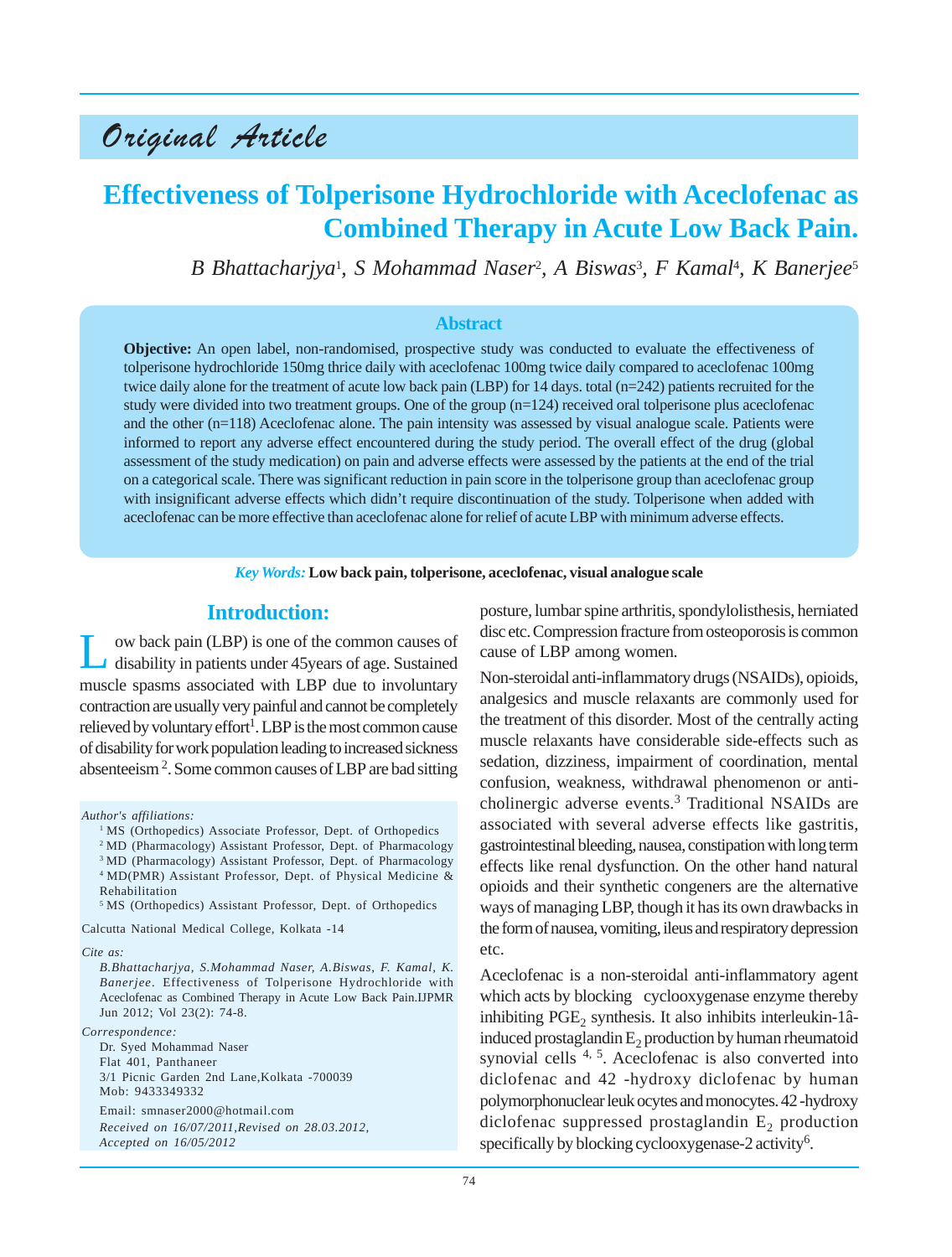# Original Article

# Effectiveness of Tolperisone Hydrochloride with Aceclofenac as Combined Therapy in Acute Low Back Pain.

*B Bhattacharjya*[1], *S Mohammad Naser*[2], *A Biswas*[3], *F Kamal*[4], *K Banerjee*[5]

## Abstract

**Objective:** An open label, non-randomised, prospective study was conducted to evaluate the effectiveness of tolperisone hydrochloride 150mg thrice daily with aceclofenac 100mg twice daily compared to aceclofenac 100mg twice daily alone for the treatment of acute low back pain (LBP) for 14 days. total (n=242) patients recruited for the study were divided into two treatment groups. One of the group (n=124) received oral tolperisone plus aceclofenac and the other (n=118) Aceclofenac alone. The pain intensity was assessed by visual analogue scale. Patients were informed to report any adverse effect encountered during the study period. The overall effect of the drug (global assessment of the study medication) on pain and adverse effects were assessed by the patients at the end of the trial on a categorical scale. There was significant reduction in pain score in the tolperisone group than aceclofenac group with insignificant adverse effects which didn't require discontinuation of the study. Tolperisone when added with aceclofenac can be more effective than aceclofenac alone for relief of acute LBP with minimum adverse effects.

*Key Words:* **Low back pain, tolperisone, aceclofenac, visual analogue scale**

## Introduction:

Low back pain (LBP) is one of the common causes of disability in patients under 45years of age. Sustained muscle spasms associated with LBP due to involuntary contraction are usually very painful and cannot be completely relieved by voluntary effort[1]. LBP is the most common cause of disability for work population leading to increased sickness absenteeism [2]. Some common causes of LBP are bad sitting posture, lumbar spine arthritis, spondylolisthesis, herniated disc etc. Compression fracture from osteoporosis is common cause of LBP among women.

Non-steroidal anti-inflammatory drugs (NSAIDs), opioids, analgesics and muscle relaxants are commonly used for the treatment of this disorder. Most of the centrally acting muscle relaxants have considerable side-effects such as sedation, dizziness, impairment of coordination, mental confusion, weakness, withdrawal phenomenon or anti-cholinergic adverse events.[3] Traditional NSAIDs are associated with several adverse effects like gastritis, gastrointestinal bleeding, nausea, constipation with long term effects like renal dysfunction. On the other hand natural opioids and their synthetic congeners are the alternative ways of managing LBP, though it has its own drawbacks in the form of nausea, vomiting, ileus and respiratory depression etc.

Aceclofenac is a non-steroidal anti-inflammatory agent which acts by blocking cyclooxygenase enzyme thereby inhibiting $PGE_2$ synthesis. It also inhibits interleukin-1â-induced prostaglandin $E_2$ production by human rheumatoid synovial cells [4, 5]. Aceclofenac is also converted into diclofenac and 42 -hydroxy diclofenac by human polymorphonuclear leuk ocytes and monocytes. 42 -hydroxy diclofenac suppressed prostaglandin $E_2$ production specifically by blocking cyclooxygenase-2 activity[6].

*Author's affiliations:*

[1] MS (Orthopedics) Associate Professor, Dept. of Orthopedics
[2] MD (Pharmacology) Assistant Professor, Dept. of Pharmacology
[3] MD (Pharmacology) Assistant Professor, Dept. of Pharmacology
[4] MD(PMR) Assistant Professor, Dept. of Physical Medicine & Rehabilitation
[5] MS (Orthopedics) Assistant Professor, Dept. of Orthopedics

Calcutta National Medical College, Kolkata -14

*Cite as:*

*B.Bhattacharjya, S.Mohammad Naser, A.Biswas, F. Kamal, K. Banerjee.* Effectiveness of Tolperisone Hydrochloride with Aceclofenac as Combined Therapy in Acute Low Back Pain.IJPMR Jun 2012; Vol 23(2): 74-8.

*Correspondence:*

Dr. Syed Mohammad Naser
Flat 401, Panthaneer
3/1 Picnic Garden 2nd Lane,Kolkata -700039
Mob: 9433349332

Email: smnaser2000@hotmail.com

*Received on 16/07/2011,Revised on 28.03.2012, Accepted on 16/05/2012*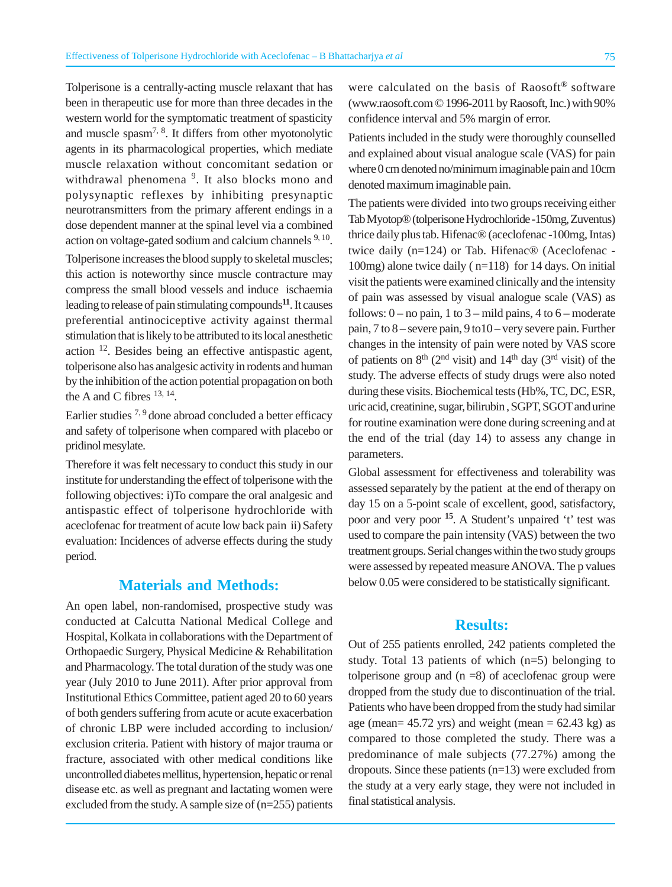Tolperisone is a centrally-acting muscle relaxant that has been in therapeutic use for more than three decades in the western world for the symptomatic treatment of spasticity and muscle spasm[7, 8]. It differs from other myotonolytic agents in its pharmacological properties, which mediate muscle relaxation without concomitant sedation or withdrawal phenomena [9]. It also blocks mono and polysynaptic reflexes by inhibiting presynaptic neurotransmitters from the primary afferent endings in a dose dependent manner at the spinal level via a combined action on voltage-gated sodium and calcium channels [9, 10].

Tolperisone increases the blood supply to skeletal muscles; this action is noteworthy since muscle contracture may compress the small blood vessels and induce ischaemia leading to release of pain stimulating compounds[11]. It causes preferential antinociceptive activity against thermal stimulation that is likely to be attributed to its local anesthetic action [12]. Besides being an effective antispastic agent, tolperisone also has analgesic activity in rodents and human by the inhibition of the action potential propagation on both the A and C fibres [13, 14].

Earlier studies [7, 9] done abroad concluded a better efficacy and safety of tolperisone when compared with placebo or pridinol mesylate.

Therefore it was felt necessary to conduct this study in our institute for understanding the effect of tolperisone with the following objectives: i)To compare the oral analgesic and antispastic effect of tolperisone hydrochloride with aceclofenac for treatment of acute low back pain ii) Safety evaluation: Incidences of adverse effects during the study period.

## Materials and Methods:

An open label, non-randomised, prospective study was conducted at Calcutta National Medical College and Hospital, Kolkata in collaborations with the Department of Orthopaedic Surgery, Physical Medicine & Rehabilitation and Pharmacology. The total duration of the study was one year (July 2010 to June 2011). After prior approval from Institutional Ethics Committee, patient aged 20 to 60 years of both genders suffering from acute or acute exacerbation of chronic LBP were included according to inclusion/ exclusion criteria. Patient with history of major trauma or fracture, associated with other medical conditions like uncontrolled diabetes mellitus, hypertension, hepatic or renal disease etc. as well as pregnant and lactating women were excluded from the study. A sample size of (n=255) patients were calculated on the basis of Raosoft® software (www.raosoft.com © 1996-2011 by Raosoft, Inc.) with 90% confidence interval and 5% margin of error.

Patients included in the study were thoroughly counselled and explained about visual analogue scale (VAS) for pain where 0 cm denoted no/minimum imaginable pain and 10cm denoted maximum imaginable pain.

The patients were divided into two groups receiving either Tab Myotop® (tolperisone Hydrochloride -150mg, Zuventus) thrice daily plus tab. Hifenac® (aceclofenac -100mg, Intas) twice daily (n=124) or Tab. Hifenac® (Aceclofenac - 100mg) alone twice daily ( n=118) for 14 days. On initial visit the patients were examined clinically and the intensity of pain was assessed by visual analogue scale (VAS) as follows: 0 – no pain, 1 to 3 – mild pains, 4 to 6 – moderate pain, 7 to 8 – severe pain, 9 to10 – very severe pain. Further changes in the intensity of pain were noted by VAS score of patients on 8th (2nd visit) and 14th day (3rd visit) of the study. The adverse effects of study drugs were also noted during these visits. Biochemical tests (Hb%, TC, DC, ESR, uric acid, creatinine, sugar, bilirubin , SGPT, SGOT and urine for routine examination were done during screening and at the end of the trial (day 14) to assess any change in parameters.

Global assessment for effectiveness and tolerability was assessed separately by the patient at the end of therapy on day 15 on a 5-point scale of excellent, good, satisfactory, poor and very poor [15]. A Student's unpaired 't' test was used to compare the pain intensity (VAS) between the two treatment groups. Serial changes within the two study groups were assessed by repeated measure ANOVA. The p values below 0.05 were considered to be statistically significant.

## Results:

Out of 255 patients enrolled, 242 patients completed the study. Total 13 patients of which (n=5) belonging to tolperisone group and (n =8) of aceclofenac group were dropped from the study due to discontinuation of the trial. Patients who have been dropped from the study had similar age (mean= 45.72 yrs) and weight (mean = 62.43 kg) as compared to those completed the study. There was a predominance of male subjects (77.27%) among the dropouts. Since these patients (n=13) were excluded from the study at a very early stage, they were not included in final statistical analysis.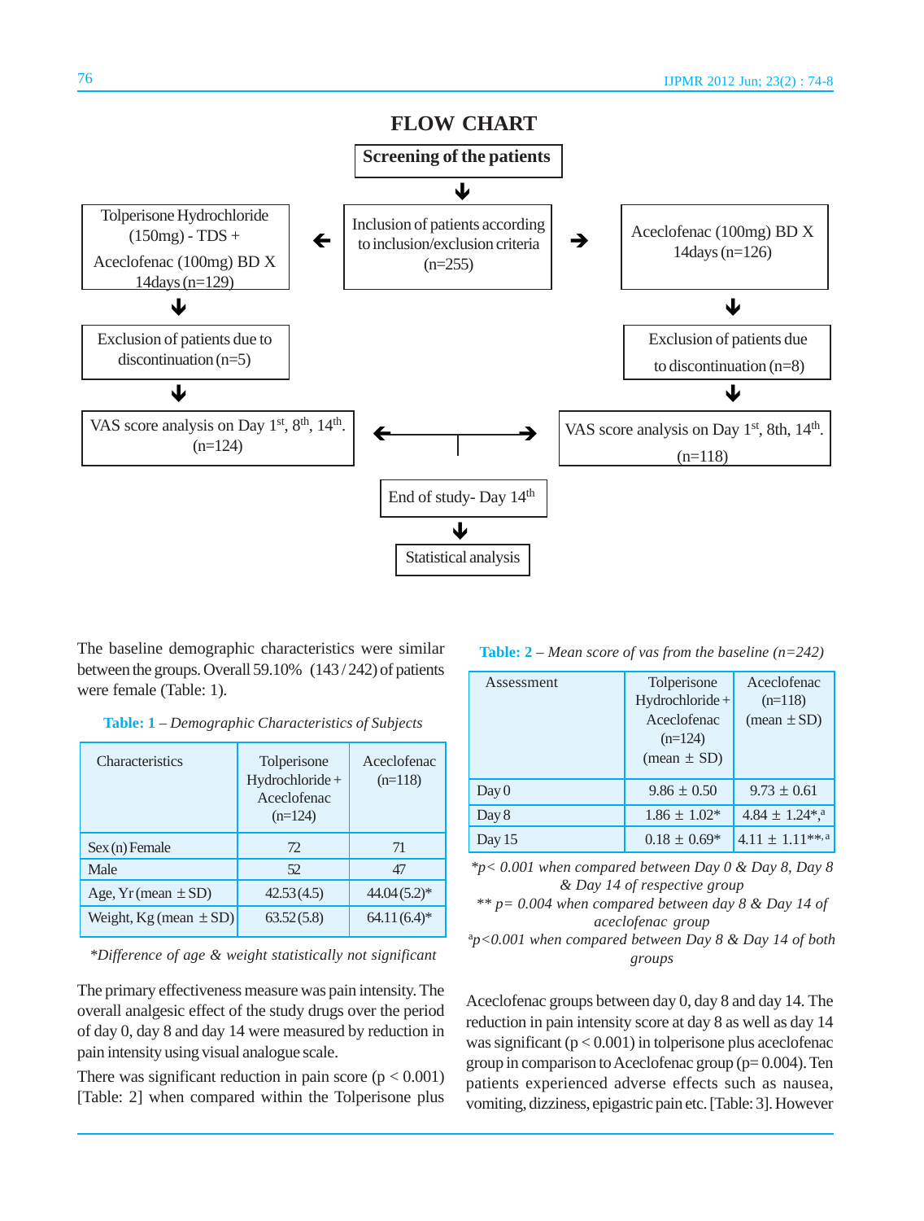## FLOW CHART

**Screening of the patients**

↓

Inclusion of patients according to inclusion/exclusion criteria (n=255)

← Tolperisone Hydrochloride (150mg) - TDS + Aceclofenac (100mg) BD X 14days (n=129)

↓

Exclusion of patients due to discontinuation (n=5)

↓

VAS score analysis on Day 1st, 8th, 14th. (n=124)

→ Aceclofenac (100mg) BD X 14days (n=126)

↓

Exclusion of patients due to discontinuation (n=8)

↓

VAS score analysis on Day 1st, 8th, 14th. (n=118)

↓

End of study- Day 14th

↓

Statistical analysis

The baseline demographic characteristics were similar between the groups. Overall 59.10% (143 / 242) of patients were female (Table: 1).

**Table: 1** – *Demographic Characteristics of Subjects*

| Characteristics | Tolperisone Hydrochloride + Aceclofenac (n=124) | Aceclofenac (n=118) |
|---|---|---|
| Sex (n) Female | 72 | 71 |
| Male | 52 | 47 |
| Age, Yr (mean ± SD) | 42.53 (4.5) | 44.04 (5.2)* |
| Weight, Kg (mean ± SD) | 63.52 (5.8) | 64.11 (6.4)* |

*\*Difference of age & weight statistically not significant*

The primary effectiveness measure was pain intensity. The overall analgesic effect of the study drugs over the period of day 0, day 8 and day 14 were measured by reduction in pain intensity using visual analogue scale.

There was significant reduction in pain score ($p < 0.001$) [Table: 2] when compared within the Tolperisone plus Aceclofenac groups between day 0, day 8 and day 14. The reduction in pain intensity score at day 8 as well as day 14 was significant ($p < 0.001$) in tolperisone plus aceclofenac group in comparison to Aceclofenac group ($p = 0.004$). Ten patients experienced adverse effects such as nausea, vomiting, dizziness, epigastric pain etc. [Table: 3]. However

**Table: 2** – *Mean score of vas from the baseline (n=242)*

| Assessment | Tolperisone Hydrochloride + Aceclofenac (n=124) (mean ± SD) | Aceclofenac (n=118) (mean ± SD) |
|---|---|---|
| Day 0 | 9.86 ± 0.50 | 9.73 ± 0.61 |
| Day 8 | 1.86 ± 1.02* | 4.84 ± 1.24*,[a] |
| Day 15 | 0.18 ± 0.69* | 4.11 ± 1.11**,[a] |

*\*p< 0.001 when compared between Day 0 & Day 8, Day 8 & Day 14 of respective group*

*\*\* p= 0.004 when compared between day 8 & Day 14 of aceclofenac group*

*[a]p<0.001 when compared between Day 8 & Day 14 of both groups*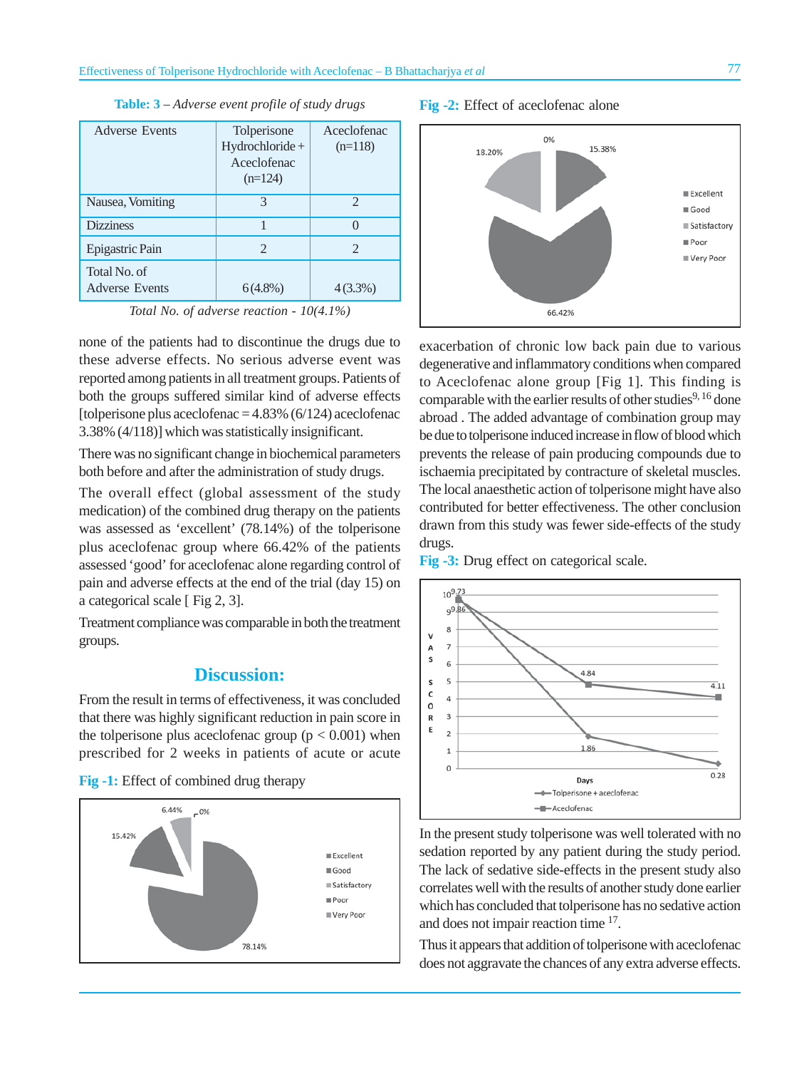**Table: 3** – *Adverse event profile of study drugs*

| Adverse Events | Tolperisone Hydrochloride + Aceclofenac (n=124) | Aceclofenac (n=118) |
|---|---|---|
| Nausea, Vomiting | 3 | 2 |
| Dizziness | 1 | 0 |
| Epigastric Pain | 2 | 2 |
| Total No. of Adverse Events | 6 (4.8%) | 4 (3.3%) |

*Total No. of adverse reaction - 10(4.1%)*

none of the patients had to discontinue the drugs due to these adverse effects. No serious adverse event was reported among patients in all treatment groups. Patients of both the groups suffered similar kind of adverse effects [tolperisone plus aceclofenac = 4.83% (6/124) aceclofenac 3.38% (4/118)] which was statistically insignificant.

There was no significant change in biochemical parameters both before and after the administration of study drugs.

The overall effect (global assessment of the study medication) of the combined drug therapy on the patients was assessed as 'excellent' (78.14%) of the tolperisone plus aceclofenac group where 66.42% of the patients assessed 'good' for aceclofenac alone regarding control of pain and adverse effects at the end of the trial (day 15) on a categorical scale [ Fig 2, 3].

Treatment compliance was comparable in both the treatment groups.

## Discussion:

From the result in terms of effectiveness, it was concluded that there was highly significant reduction in pain score in the tolperisone plus aceclofenac group ($p < 0.001$) when prescribed for 2 weeks in patients of acute or acute

**Fig -1:** Effect of combined drug therapy

**Fig -2:** Effect of aceclofenac alone

exacerbation of chronic low back pain due to various degenerative and inflammatory conditions when compared to Aceclofenac alone group [Fig 1]. This finding is comparable with the earlier results of other studies[9, 16] done abroad . The added advantage of combination group may be due to tolperisone induced increase in flow of blood which prevents the release of pain producing compounds due to ischaemia precipitated by contracture of skeletal muscles. The local anaesthetic action of tolperisone might have also contributed for better effectiveness. The other conclusion drawn from this study was fewer side-effects of the study drugs.

**Fig -3:** Drug effect on categorical scale.

In the present study tolperisone was well tolerated with no sedation reported by any patient during the study period. The lack of sedative side-effects in the present study also correlates well with the results of another study done earlier which has concluded that tolperisone has no sedative action and does not impair reaction time [17].

Thus it appears that addition of tolperisone with aceclofenac does not aggravate the chances of any extra adverse effects.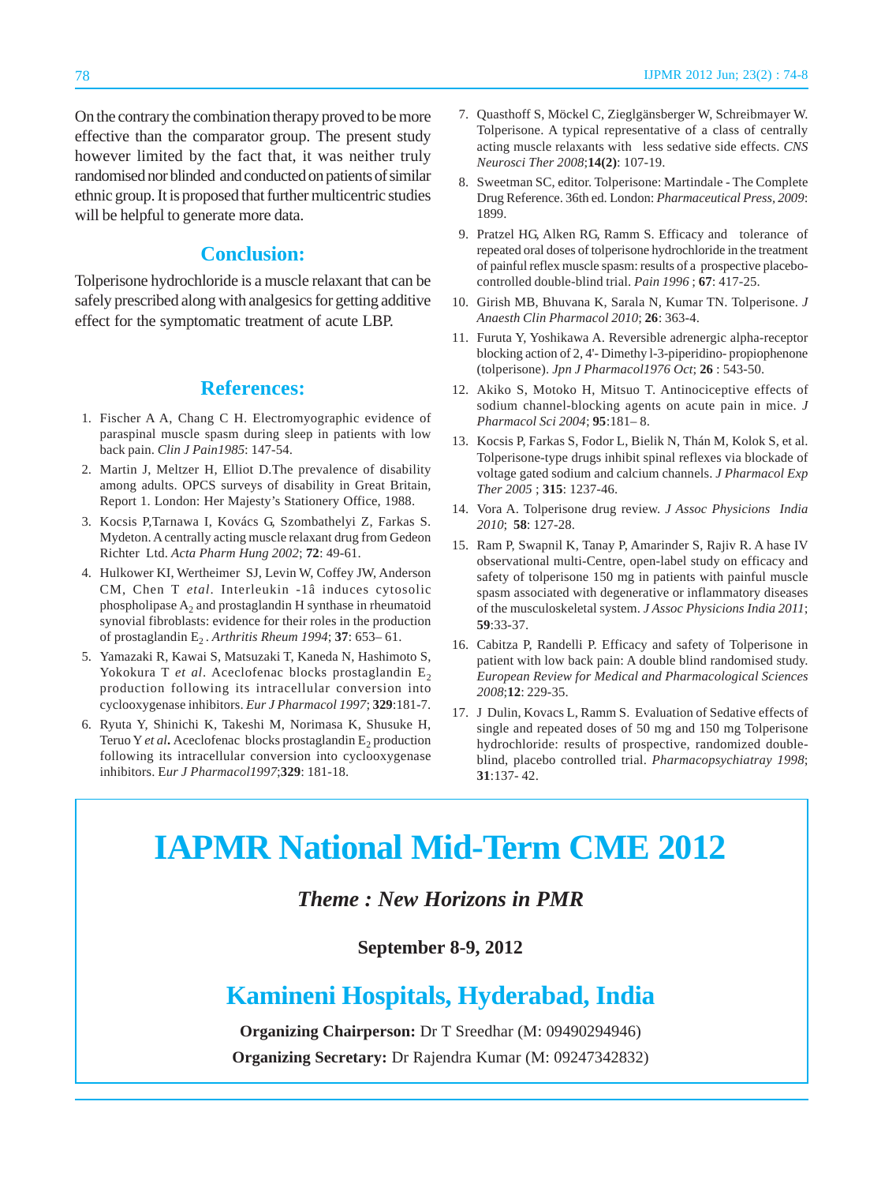On the contrary the combination therapy proved to be more effective than the comparator group. The present study however limited by the fact that, it was neither truly randomised nor blinded and conducted on patients of similar ethnic group. It is proposed that further multicentric studies will be helpful to generate more data.

## Conclusion:

Tolperisone hydrochloride is a muscle relaxant that can be safely prescribed along with analgesics for getting additive effect for the symptomatic treatment of acute LBP.

## References:

1. Fischer A A, Chang C H. Electromyographic evidence of paraspinal muscle spasm during sleep in patients with low back pain. *Clin J Pain1985*: 147-54.
2. Martin J, Meltzer H, Elliot D.The prevalence of disability among adults. OPCS surveys of disability in Great Britain, Report 1. London: Her Majesty's Stationery Office, 1988.
3. Kocsis P,Tarnawa I, Kovács G, Szombathelyi Z, Farkas S. Mydeton. A centrally acting muscle relaxant drug from Gedeon Richter Ltd. *Acta Pharm Hung 2002*; **72**: 49-61.
4. Hulkower KI, Wertheimer SJ, Levin W, Coffey JW, Anderson CM, Chen T *etal*. Interleukin -1â induces cytosolic phospholipase $A_2$ and prostaglandin H synthase in rheumatoid synovial fibroblasts: evidence for their roles in the production of prostaglandin $E_2$ . *Arthritis Rheum 1994*; **37**: 653– 61.
5. Yamazaki R, Kawai S, Matsuzaki T, Kaneda N, Hashimoto S, Yokokura T *et al*. Aceclofenac blocks prostaglandin $E_2$ production following its intracellular conversion into cyclooxygenase inhibitors. *Eur J Pharmacol 1997*; **329**:181-7.
6. Ryuta Y, Shinichi K, Takeshi M, Norimasa K, Shusuke H, Teruo Y *et al***.** Aceclofenac blocks prostaglandin $E_2$ production following its intracellular conversion into cyclooxygenase inhibitors. E*ur J Pharmacol1997*;**329**: 181-18.
7. Quasthoff S, Möckel C, Zieglgänsberger W, Schreibmayer W. Tolperisone. A typical representative of a class of centrally acting muscle relaxants with less sedative side effects. *CNS Neurosci Ther 2008*;**14(2)**: 107-19.
8. Sweetman SC, editor. Tolperisone: Martindale - The Complete Drug Reference. 36th ed. London: *Pharmaceutical Press, 2009*: 1899.
9. Pratzel HG, Alken RG, Ramm S. Efficacy and tolerance of repeated oral doses of tolperisone hydrochloride in the treatment of painful reflex muscle spasm: results of a prospective placebo-controlled double-blind trial. *Pain 1996* ; **67**: 417-25.
10. Girish MB, Bhuvana K, Sarala N, Kumar TN. Tolperisone. *J Anaesth Clin Pharmacol 2010*; **26**: 363-4.
11. Furuta Y, Yoshikawa A. Reversible adrenergic alpha-receptor blocking action of 2, 4'- Dimethy l-3-piperidino- propiophenone (tolperisone). *Jpn J Pharmacol1976 Oct*; **26** : 543-50.
12. Akiko S, Motoko H, Mitsuo T. Antinociceptive effects of sodium channel-blocking agents on acute pain in mice. *J Pharmacol Sci 2004*; **95**:181– 8.
13. Kocsis P, Farkas S, Fodor L, Bielik N, Thán M, Kolok S, et al. Tolperisone-type drugs inhibit spinal reflexes via blockade of voltage gated sodium and calcium channels. *J Pharmacol Exp Ther 2005* ; **315**: 1237-46.
14. Vora A. Tolperisone drug review. *J Assoc Physicions India 2010*; **58**: 127-28.
15. Ram P, Swapnil K, Tanay P, Amarinder S, Rajiv R. A hase IV observational multi-Centre, open-label study on efficacy and safety of tolperisone 150 mg in patients with painful muscle spasm associated with degenerative or inflammatory diseases of the musculoskeletal system. *J Assoc Physicions India 2011*; **59**:33-37.
16. Cabitza P, Randelli P. Efficacy and safety of Tolperisone in patient with low back pain: A double blind randomised study. *European Review for Medical and Pharmacological Sciences 2008*;**12**: 229-35.
17. J Dulin, Kovacs L, Ramm S. Evaluation of Sedative effects of single and repeated doses of 50 mg and 150 mg Tolperisone hydrochloride: results of prospective, randomized double-blind, placebo controlled trial. *Pharmacopsychiatray 1998*; **31**:137- 42.

# IAPMR National Mid-Term CME 2012

***Theme : New Horizons in PMR***

**September 8-9, 2012**

## Kamineni Hospitals, Hyderabad, India

**Organizing Chairperson:** Dr T Sreedhar (M: 09490294946)

**Organizing Secretary:** Dr Rajendra Kumar (M: 09247342832)